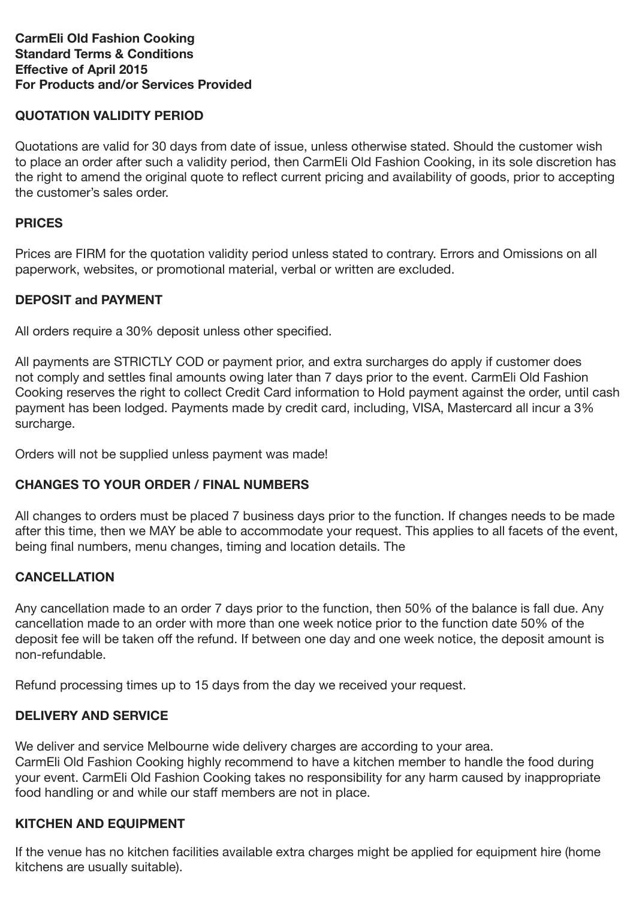**CarmEli Old Fashion Cooking**
**Standard Terms & Conditions**
**Effective of April 2015**
**For Products and/or Services Provided**

## QUOTATION VALIDITY PERIOD

Quotations are valid for 30 days from date of issue, unless otherwise stated. Should the customer wish to place an order after such a validity period, then CarmEli Old Fashion Cooking, in its sole discretion has the right to amend the original quote to reflect current pricing and availability of goods, prior to accepting the customer's sales order.

## PRICES

Prices are FIRM for the quotation validity period unless stated to contrary. Errors and Omissions on all paperwork, websites, or promotional material, verbal or written are excluded.

## DEPOSIT and PAYMENT

All orders require a 30% deposit unless other specified.

All payments are STRICTLY COD or payment prior, and extra surcharges do apply if customer does not comply and settles final amounts owing later than 7 days prior to the event. CarmEli Old Fashion Cooking reserves the right to collect Credit Card information to Hold payment against the order, until cash payment has been lodged. Payments made by credit card, including, VISA, Mastercard all incur a 3% surcharge.

Orders will not be supplied unless payment was made!

## CHANGES TO YOUR ORDER / FINAL NUMBERS

All changes to orders must be placed 7 business days prior to the function. If changes needs to be made after this time, then we MAY be able to accommodate your request. This applies to all facets of the event, being final numbers, menu changes, timing and location details. The

## CANCELLATION

Any cancellation made to an order 7 days prior to the function, then 50% of the balance is fall due. Any cancellation made to an order with more than one week notice prior to the function date 50% of the deposit fee will be taken off the refund. If between one day and one week notice, the deposit amount is non-refundable.

Refund processing times up to 15 days from the day we received your request.

## DELIVERY AND SERVICE

We deliver and service Melbourne wide delivery charges are according to your area.
CarmEli Old Fashion Cooking highly recommend to have a kitchen member to handle the food during your event. CarmEli Old Fashion Cooking takes no responsibility for any harm caused by inappropriate food handling or and while our staff members are not in place.

## KITCHEN AND EQUIPMENT

If the venue has no kitchen facilities available extra charges might be applied for equipment hire (home kitchens are usually suitable).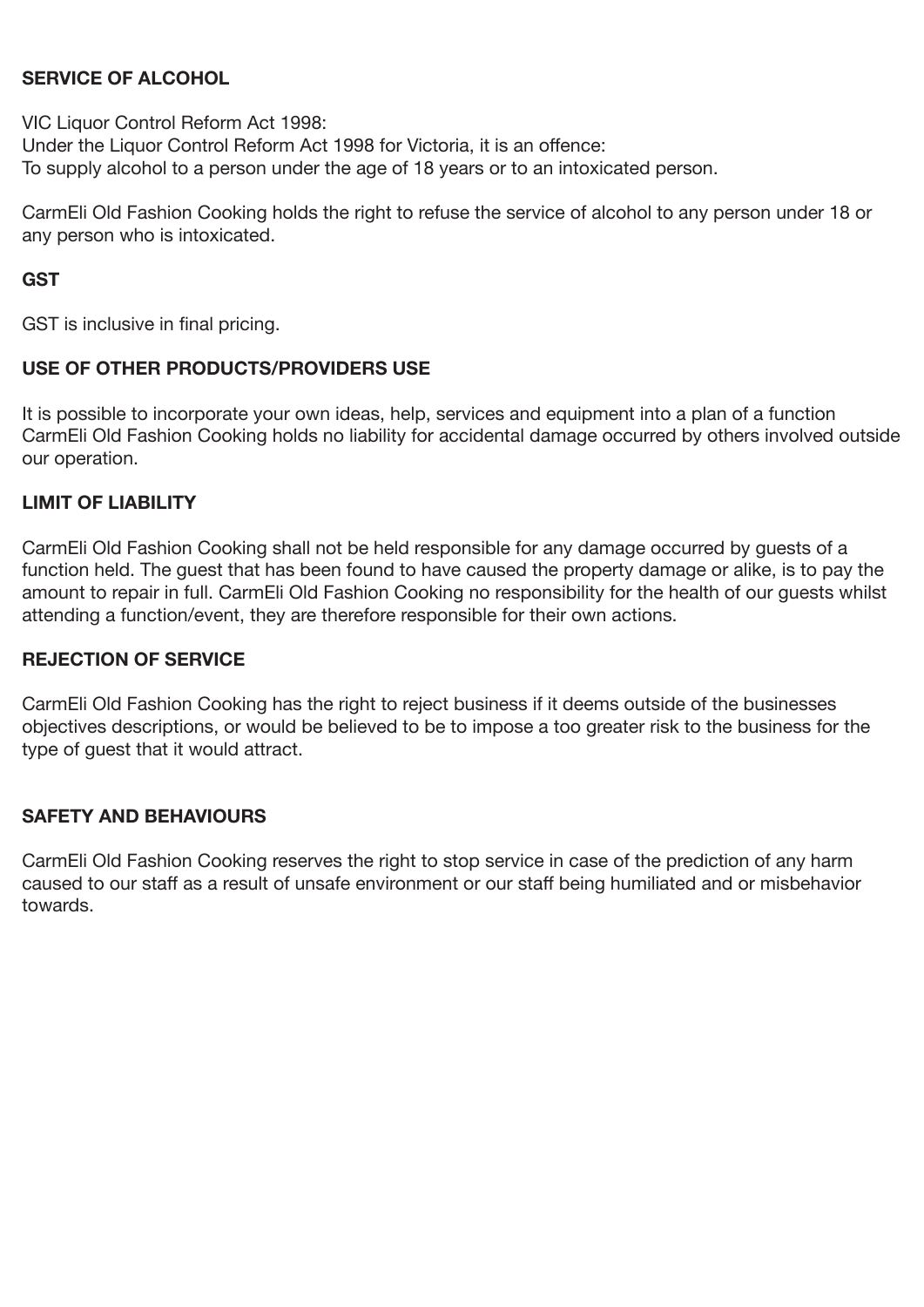**SERVICE OF ALCOHOL**

VIC Liquor Control Reform Act 1998:
Under the Liquor Control Reform Act 1998 for Victoria, it is an offence:
To supply alcohol to a person under the age of 18 years or to an intoxicated person.

CarmEli Old Fashion Cooking holds the right to refuse the service of alcohol to any person under 18 or any person who is intoxicated.

**GST**

GST is inclusive in final pricing.

**USE OF OTHER PRODUCTS/PROVIDERS USE**

It is possible to incorporate your own ideas, help, services and equipment into a plan of a function CarmEli Old Fashion Cooking holds no liability for accidental damage occurred by others involved outside our operation.

**LIMIT OF LIABILITY**

CarmEli Old Fashion Cooking shall not be held responsible for any damage occurred by guests of a function held. The guest that has been found to have caused the property damage or alike, is to pay the amount to repair in full. CarmEli Old Fashion Cooking no responsibility for the health of our guests whilst attending a function/event, they are therefore responsible for their own actions.

**REJECTION OF SERVICE**

CarmEli Old Fashion Cooking has the right to reject business if it deems outside of the businesses objectives descriptions, or would be believed to be to impose a too greater risk to the business for the type of guest that it would attract.

**SAFETY AND BEHAVIOURS**

CarmEli Old Fashion Cooking reserves the right to stop service in case of the prediction of any harm caused to our staff as a result of unsafe environment or our staff being humiliated and or misbehavior towards.